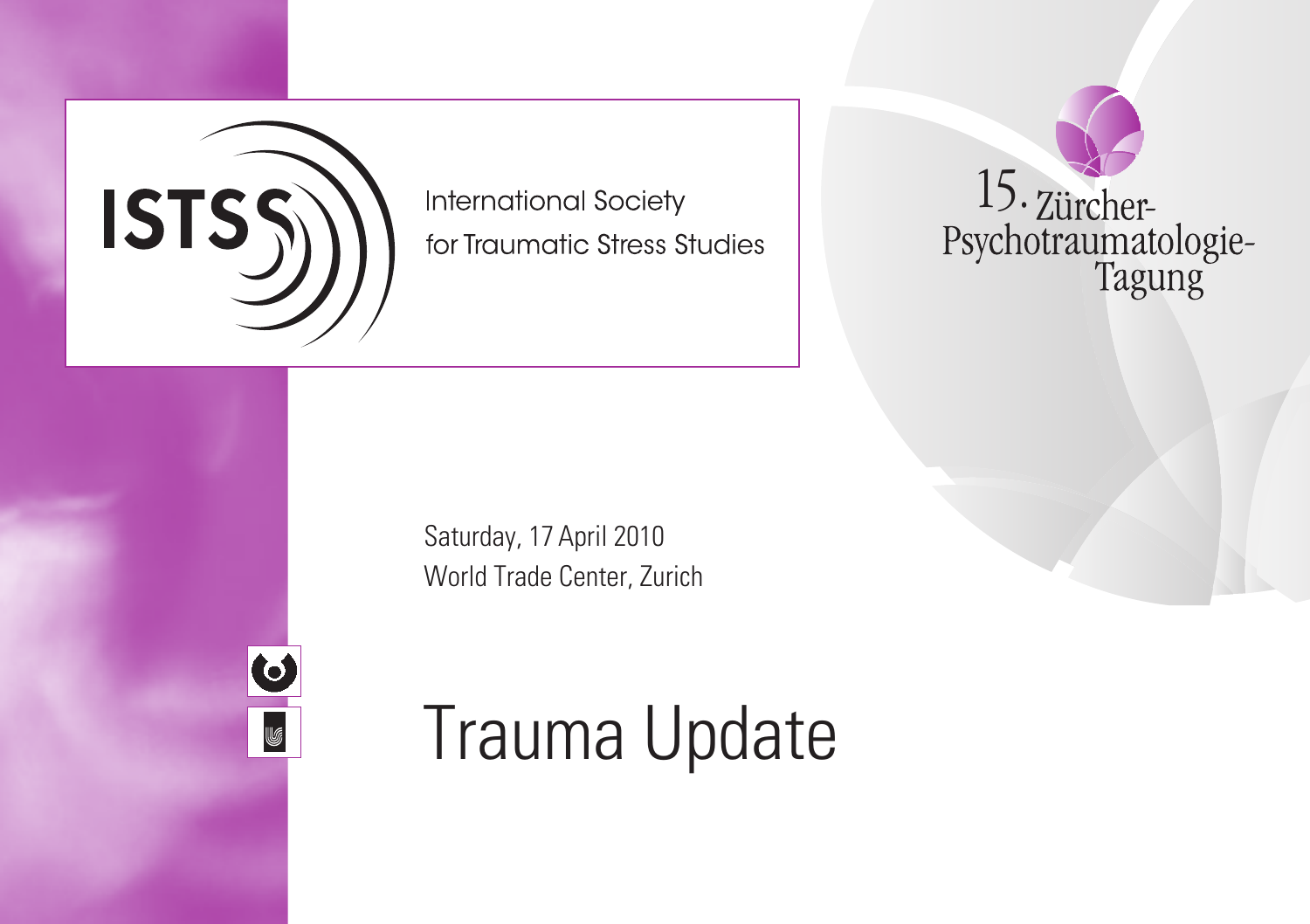ISTSS

International Society for Traumatic Stress Studies

15. Zürcher-Psychotraumatologie-Tagung

Saturday, 17 April 2010
World Trade Center, Zurich

# Trauma Update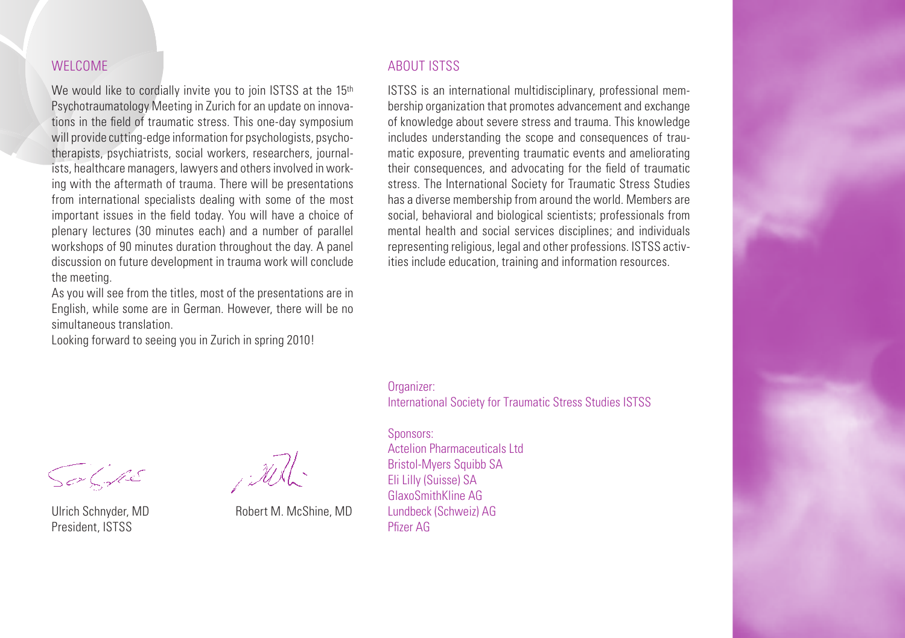## WELCOME

We would like to cordially invite you to join ISTSS at the 15th Psychotraumatology Meeting in Zurich for an update on innovations in the field of traumatic stress. This one-day symposium will provide cutting-edge information for psychologists, psychotherapists, psychiatrists, social workers, researchers, journalists, healthcare managers, lawyers and others involved in working with the aftermath of trauma. There will be presentations from international specialists dealing with some of the most important issues in the field today. You will have a choice of plenary lectures (30 minutes each) and a number of parallel workshops of 90 minutes duration throughout the day. A panel discussion on future development in trauma work will conclude the meeting.

As you will see from the titles, most of the presentations are in English, while some are in German. However, there will be no simultaneous translation.

Looking forward to seeing you in Zurich in spring 2010!

Ulrich Schnyder, MD
President, ISTSS

Robert M. McShine, MD

## ABOUT ISTSS

ISTSS is an international multidisciplinary, professional membership organization that promotes advancement and exchange of knowledge about severe stress and trauma. This knowledge includes understanding the scope and consequences of traumatic exposure, preventing traumatic events and ameliorating their consequences, and advocating for the field of traumatic stress. The International Society for Traumatic Stress Studies has a diverse membership from around the world. Members are social, behavioral and biological scientists; professionals from mental health and social services disciplines; and individuals representing religious, legal and other professions. ISTSS activities include education, training and information resources.

Organizer:
International Society for Traumatic Stress Studies ISTSS

Sponsors:
Actelion Pharmaceuticals Ltd
Bristol-Myers Squibb SA
Eli Lilly (Suisse) SA
GlaxoSmithKline AG
Lundbeck (Schweiz) AG
Pfizer AG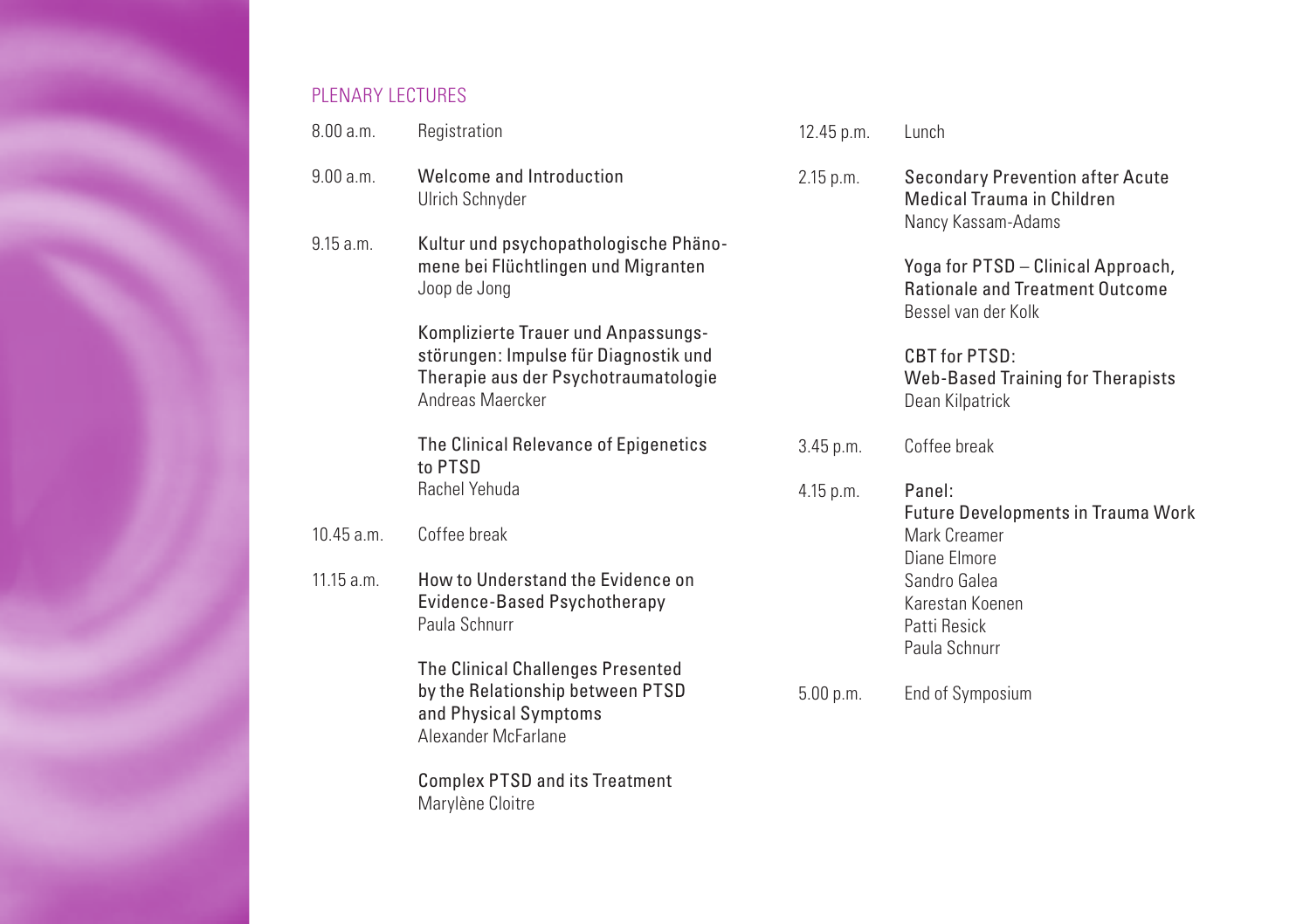## PLENARY LECTURES

8.00 a.m. Registration

9.00 a.m. **Welcome and Introduction**
Ulrich Schnyder

9.15 a.m. **Kultur und psychopathologische Phänomene bei Flüchtlingen und Migranten**
Joop de Jong

**Komplizierte Trauer und Anpassungsstörungen: Impulse für Diagnostik und Therapie aus der Psychotraumatologie**
Andreas Maercker

**The Clinical Relevance of Epigenetics to PTSD**
Rachel Yehuda

10.45 a.m. Coffee break

11.15 a.m. **How to Understand the Evidence on Evidence-Based Psychotherapy**
Paula Schnurr

**The Clinical Challenges Presented by the Relationship between PTSD and Physical Symptoms**
Alexander McFarlane

**Complex PTSD and its Treatment**
Marylène Cloitre

12.45 p.m. Lunch

2.15 p.m. **Secondary Prevention after Acute Medical Trauma in Children**
Nancy Kassam-Adams

**Yoga for PTSD – Clinical Approach, Rationale and Treatment Outcome**
Bessel van der Kolk

**CBT for PTSD: Web-Based Training for Therapists**
Dean Kilpatrick

3.45 p.m. Coffee break

4.15 p.m. **Panel: Future Developments in Trauma Work**
Mark Creamer
Diane Elmore
Sandro Galea
Karestan Koenen
Patti Resick
Paula Schnurr

5.00 p.m. End of Symposium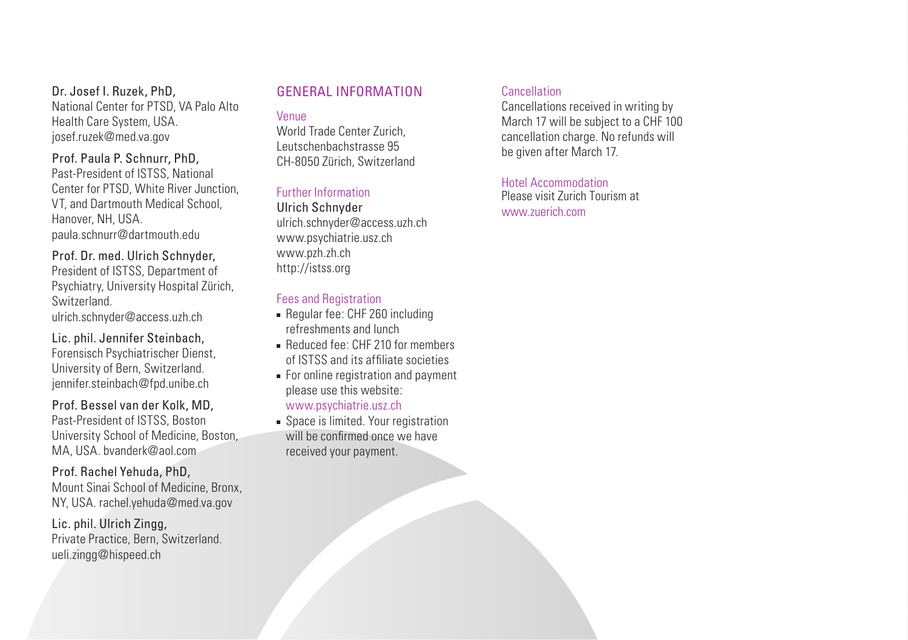**Dr. Josef I. Ruzek, PhD,**
National Center for PTSD, VA Palo Alto Health Care System, USA.
josef.ruzek@med.va.gov

**Prof. Paula P. Schnurr, PhD,**
Past-President of ISTSS, National Center for PTSD, White River Junction, VT, and Dartmouth Medical School, Hanover, NH, USA.
paula.schnurr@dartmouth.edu

**Prof. Dr. med. Ulrich Schnyder,**
President of ISTSS, Department of Psychiatry, University Hospital Zürich, Switzerland.
ulrich.schnyder@access.uzh.ch

**Lic. phil. Jennifer Steinbach,**
Forensisch Psychiatrischer Dienst, University of Bern, Switzerland.
jennifer.steinbach@fpd.unibe.ch

**Prof. Bessel van der Kolk, MD,**
Past-President of ISTSS, Boston University School of Medicine, Boston, MA, USA. bvanderk@aol.com

**Prof. Rachel Yehuda, PhD,**
Mount Sinai School of Medicine, Bronx, NY, USA. rachel.yehuda@med.va.gov

**Lic. phil. Ulrich Zingg,**
Private Practice, Bern, Switzerland.
ueli.zingg@hispeed.ch

## GENERAL INFORMATION

### Venue

World Trade Center Zurich,
Leutschenbachstrasse 95
CH-8050 Zürich, Switzerland

### Further Information

Ulrich Schnyder
ulrich.schnyder@access.uzh.ch
www.psychiatrie.usz.ch
www.pzh.zh.ch
http://istss.org

### Fees and Registration

- Regular fee: CHF 260 including refreshments and lunch
- Reduced fee: CHF 210 for members of ISTSS and its affiliate societies
- For online registration and payment please use this website: www.psychiatrie.usz.ch
- Space is limited. Your registration will be confirmed once we have received your payment.

### Cancellation

Cancellations received in writing by March 17 will be subject to a CHF 100 cancellation charge. No refunds will be given after March 17.

### Hotel Accommodation

Please visit Zurich Tourism at
www.zuerich.com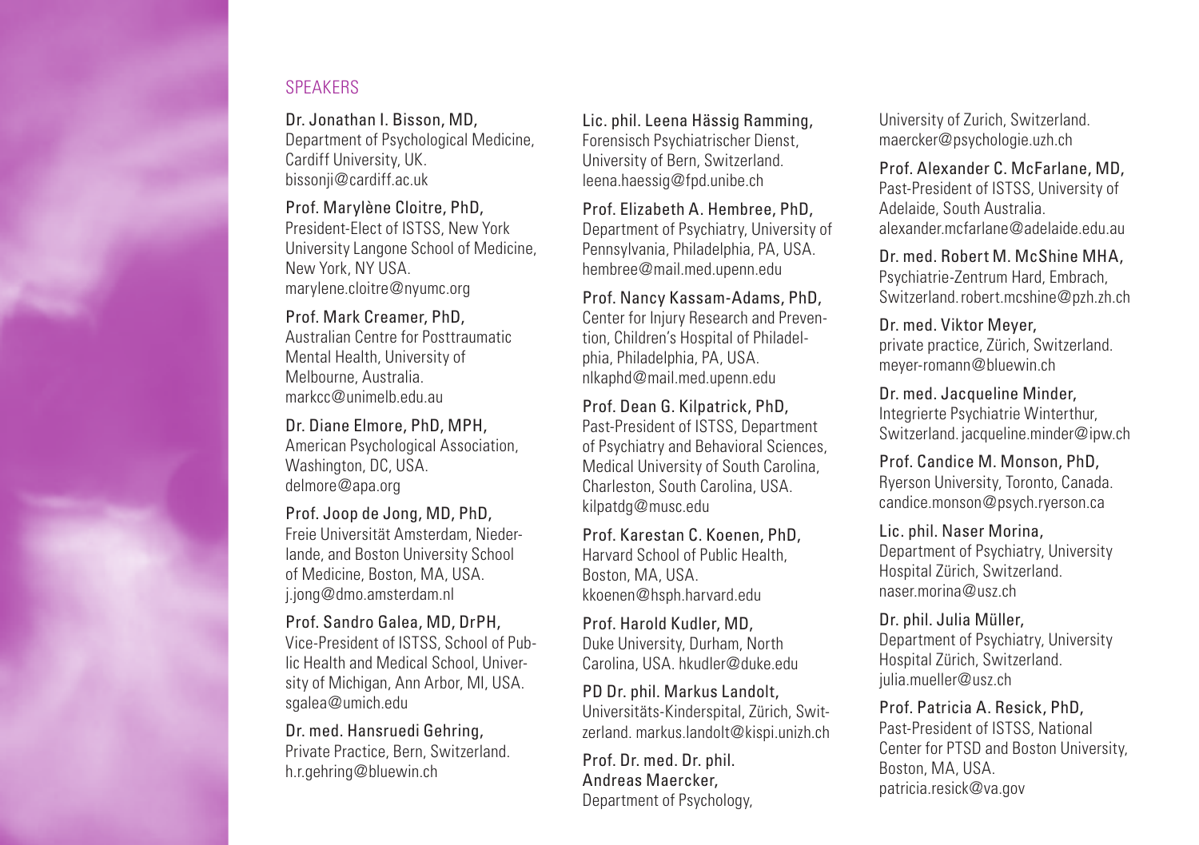## SPEAKERS

**Dr. Jonathan I. Bisson, MD,**
Department of Psychological Medicine, Cardiff University, UK.
bissonji@cardiff.ac.uk

**Prof. Marylène Cloitre, PhD,**
President-Elect of ISTSS, New York University Langone School of Medicine, New York, NY USA.
marylene.cloitre@nyumc.org

**Prof. Mark Creamer, PhD,**
Australian Centre for Posttraumatic Mental Health, University of Melbourne, Australia.
markcc@unimelb.edu.au

**Dr. Diane Elmore, PhD, MPH,**
American Psychological Association, Washington, DC, USA.
delmore@apa.org

**Prof. Joop de Jong, MD, PhD,**
Freie Universität Amsterdam, Niederlande, and Boston University School of Medicine, Boston, MA, USA.
j.jong@dmo.amsterdam.nl

**Prof. Sandro Galea, MD, DrPH,**
Vice-President of ISTSS, School of Public Health and Medical School, University of Michigan, Ann Arbor, MI, USA.
sgalea@umich.edu

**Dr. med. Hansruedi Gehring,**
Private Practice, Bern, Switzerland.
h.r.gehring@bluewin.ch

**Lic. phil. Leena Hässig Ramming,**
Forensisch Psychiatrischer Dienst, University of Bern, Switzerland.
leena.haessig@fpd.unibe.ch

**Prof. Elizabeth A. Hembree, PhD,**
Department of Psychiatry, University of Pennsylvania, Philadelphia, PA, USA.
hembree@mail.med.upenn.edu

**Prof. Nancy Kassam-Adams, PhD,**
Center for Injury Research and Prevention, Children's Hospital of Philadelphia, Philadelphia, PA, USA.
nlkaphd@mail.med.upenn.edu

**Prof. Dean G. Kilpatrick, PhD,**
Past-President of ISTSS, Department of Psychiatry and Behavioral Sciences, Medical University of South Carolina, Charleston, South Carolina, USA.
kilpatdg@musc.edu

**Prof. Karestan C. Koenen, PhD,**
Harvard School of Public Health, Boston, MA, USA.
kkoenen@hsph.harvard.edu

**Prof. Harold Kudler, MD,**
Duke University, Durham, North Carolina, USA. hkudler@duke.edu

**PD Dr. phil. Markus Landolt,**
Universitäts-Kinderspital, Zürich, Switzerland. markus.landolt@kispi.unizh.ch

**Prof. Dr. med. Dr. phil. Andreas Maercker,**
Department of Psychology, University of Zurich, Switzerland.
maercker@psychologie.uzh.ch

**Prof. Alexander C. McFarlane, MD,**
Past-President of ISTSS, University of Adelaide, South Australia.
alexander.mcfarlane@adelaide.edu.au

**Dr. med. Robert M. McShine MHA,**
Psychiatrie-Zentrum Hard, Embrach, Switzerland. robert.mcshine@pzh.zh.ch

**Dr. med. Viktor Meyer,**
private practice, Zürich, Switzerland.
meyer-romann@bluewin.ch

**Dr. med. Jacqueline Minder,**
Integrierte Psychiatrie Winterthur, Switzerland. jacqueline.minder@ipw.ch

**Prof. Candice M. Monson, PhD,**
Ryerson University, Toronto, Canada.
candice.monson@psych.ryerson.ca

**Lic. phil. Naser Morina,**
Department of Psychiatry, University Hospital Zürich, Switzerland.
naser.morina@usz.ch

**Dr. phil. Julia Müller,**
Department of Psychiatry, University Hospital Zürich, Switzerland.
julia.mueller@usz.ch

**Prof. Patricia A. Resick, PhD,**
Past-President of ISTSS, National Center for PTSD and Boston University, Boston, MA, USA.
patricia.resick@va.gov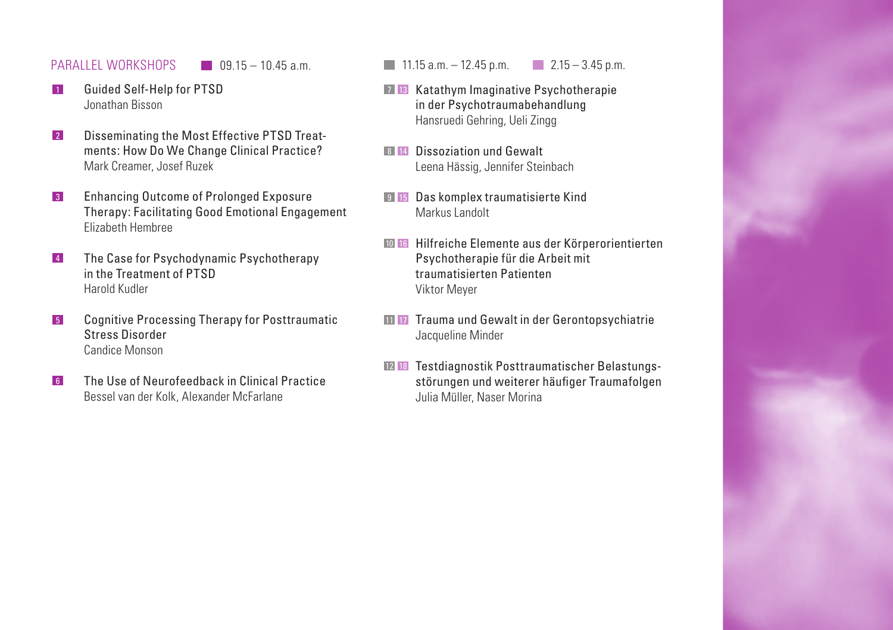## PARALLEL WORKSHOPS

09.15 – 10.45 a.m.

1 **Guided Self-Help for PTSD**
Jonathan Bisson

2 **Disseminating the Most Effective PTSD Treatments: How Do We Change Clinical Practice?**
Mark Creamer, Josef Ruzek

3 **Enhancing Outcome of Prolonged Exposure Therapy: Facilitating Good Emotional Engagement**
Elizabeth Hembree

4 **The Case for Psychodynamic Psychotherapy in the Treatment of PTSD**
Harold Kudler

5 **Cognitive Processing Therapy for Posttraumatic Stress Disorder**
Candice Monson

6 **The Use of Neurofeedback in Clinical Practice**
Bessel van der Kolk, Alexander McFarlane

11.15 a.m. – 12.45 p.m. | 2.15 – 3.45 p.m.

7 13 **Katathym Imaginative Psychotherapie in der Psychotraumabehandlung**
Hansruedi Gehring, Ueli Zingg

8 14 **Dissoziation und Gewalt**
Leena Hässig, Jennifer Steinbach

9 15 **Das komplex traumatisierte Kind**
Markus Landolt

10 16 **Hilfreiche Elemente aus der Körperorientierten Psychotherapie für die Arbeit mit traumatisierten Patienten**
Viktor Meyer

11 17 **Trauma und Gewalt in der Gerontopsychiatrie**
Jacqueline Minder

12 18 **Testdiagnostik Posttraumatischer Belastungsstörungen und weiterer häufiger Traumafolgen**
Julia Müller, Naser Morina